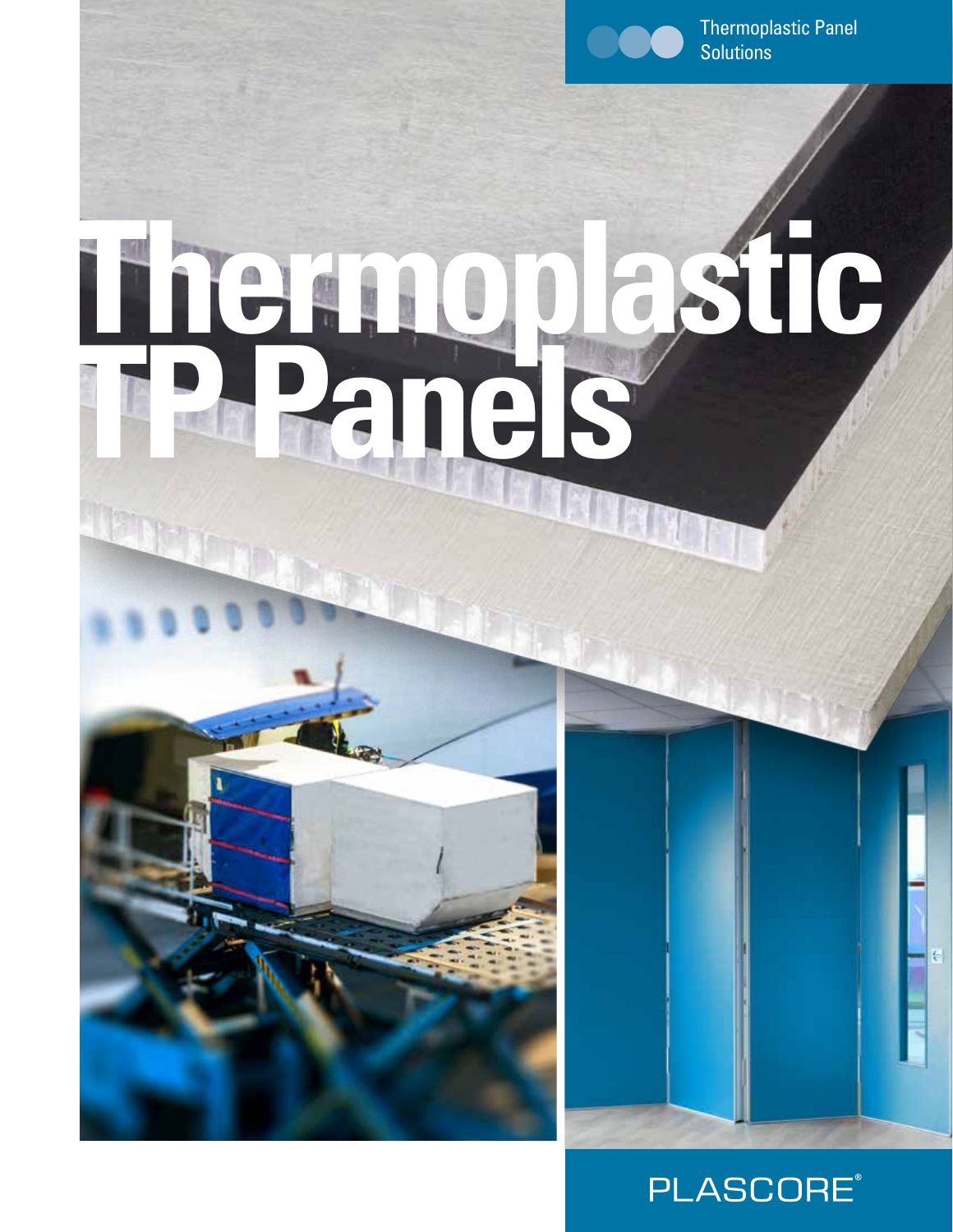Thermoplastic Panel Solutions

# Thermoplastic TP Panels

PLASCORE®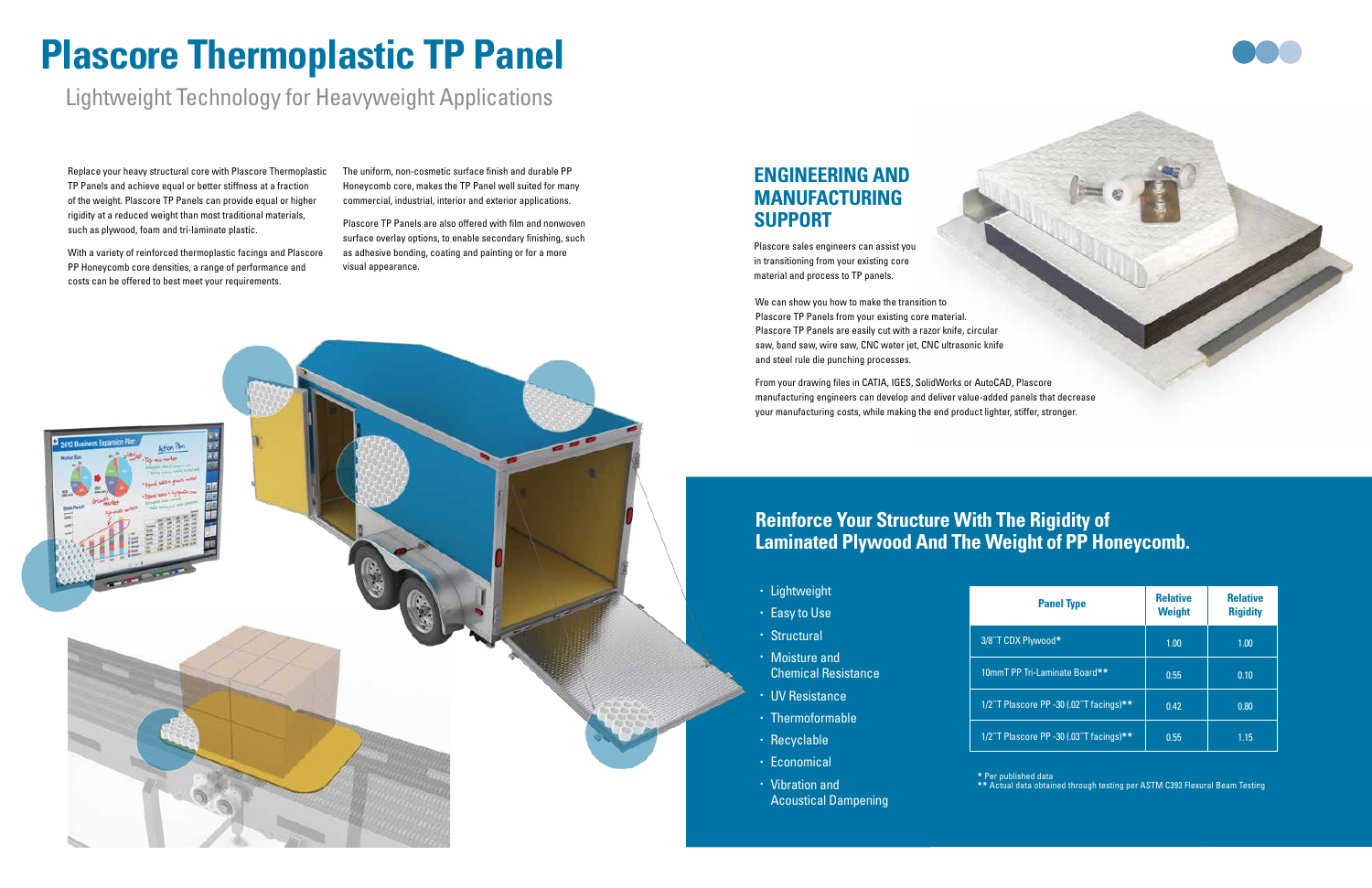# Plascore Thermoplastic TP Panel

## Lightweight Technology for Heavyweight Applications

Replace your heavy structural core with Plascore Thermoplastic TP Panels and achieve equal or better stiffness at a fraction of the weight. Plascore TP Panels can provide equal or higher rigidity at a reduced weight than most traditional materials, such as plywood, foam and tri-laminate plastic.

With a variety of reinforced thermoplastic facings and Plascore PP Honeycomb core densities, a range of performance and costs can be offered to best meet your requirements.

The uniform, non-cosmetic surface finish and durable PP Honeycomb core, makes the TP Panel well suited for many commercial, industrial, interior and exterior applications.

Plascore TP Panels are also offered with film and nonwoven surface overlay options, to enable secondary finishing, such as adhesive bonding, coating and painting or for a more visual appearance.

## ENGINEERING AND MANUFACTURING SUPPORT

Plascore sales engineers can assist you in transitioning from your existing core material and process to TP panels.

We can show you how to make the transition to Plascore TP Panels from your existing core material. Plascore TP Panels are easily cut with a razor knife, circular saw, band saw, wire saw, CNC water jet, CNC ultrasonic knife and steel rule die punching processes.

From your drawing files in CATIA, IGES, SolidWorks or AutoCAD, Plascore manufacturing engineers can develop and deliver value-added panels that decrease your manufacturing costs, while making the end product lighter, stiffer, stronger.

## Reinforce Your Structure With The Rigidity of Laminated Plywood And The Weight of PP Honeycomb.

- Lightweight
- Easy to Use
- Structural
- Moisture and Chemical Resistance
- UV Resistance
- Thermoformable
- Recyclable
- Economical
- Vibration and Acoustical Dampening

| Panel Type | Relative Weight | Relative Rigidity |
|---|---|---|
| 3/8″T CDX Plywood* | 1.00 | 1.00 |
| 10mmT PP Tri-Laminate Board** | 0.55 | 0.10 |
| 1/2″T Plascore PP -30 (.02″T facings)** | 0.42 | 0.80 |
| 1/2″T Plascore PP -30 (.03″T facings)** | 0.55 | 1.15 |

* Per published data
** Actual data obtained through testing per ASTM C393 Flexural Beam Testing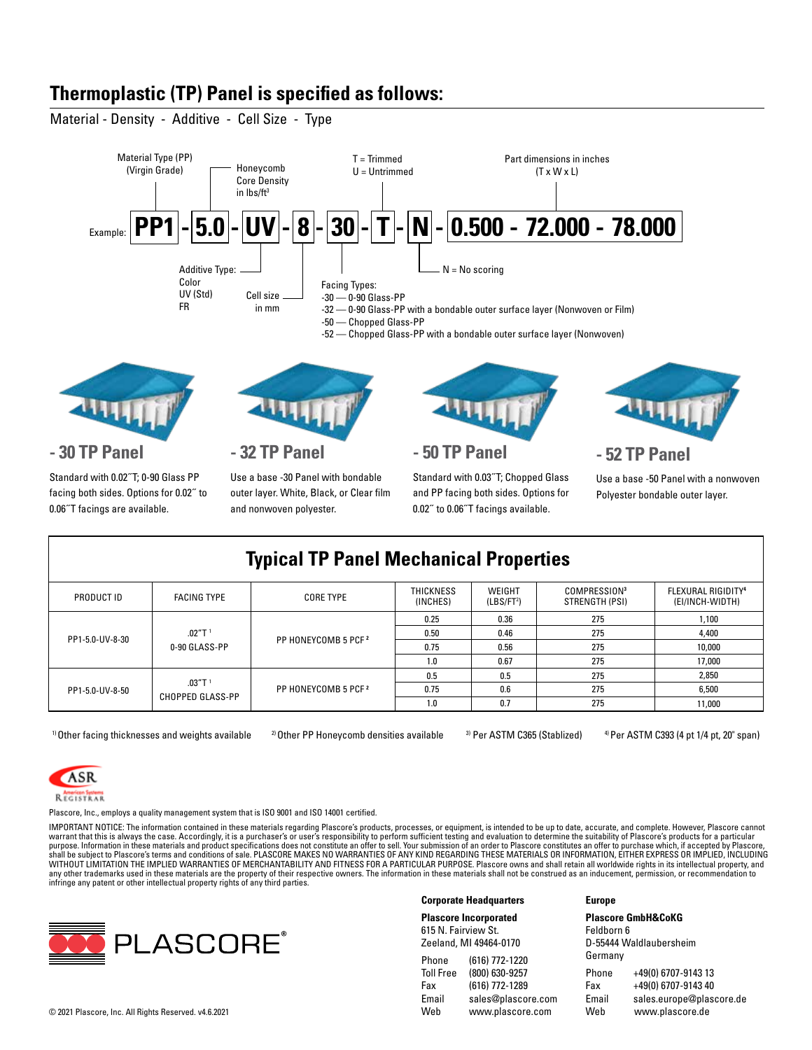## Thermoplastic (TP) Panel is specified as follows:

Material - Density - Additive - Cell Size - Type

Material Type (PP) (Virgin Grade)

Honeycomb Core Density in lbs/ft³

T = Trimmed
U = Untrimmed

Part dimensions in inches (T x W x L)

Example: **PP1 - 5.0 - UV - 8 - 30 - T - N - 0.500 - 72.000 - 78.000**

Additive Type:
Color
UV (Std)
FR

Cell size in mm

N = No scoring

Facing Types:
-30 — 0-90 Glass-PP
-32 — 0-90 Glass-PP with a bondable outer surface layer (Nonwoven or Film)
-50 — Chopped Glass-PP
-52 — Chopped Glass-PP with a bondable outer surface layer (Nonwoven)

### - 30 TP Panel

Standard with 0.02˝T; 0-90 Glass PP facing both sides. Options for 0.02˝ to 0.06˝T facings are available.

### - 32 TP Panel

Use a base -30 Panel with bondable outer layer. White, Black, or Clear film and nonwoven polyester.

### - 50 TP Panel

Standard with 0.03˝T; Chopped Glass and PP facing both sides. Options for 0.02˝ to 0.06˝T facings available.

### - 52 TP Panel

Use a base -50 Panel with a nonwoven Polyester bondable outer layer.

## Typical TP Panel Mechanical Properties

| PRODUCT ID | FACING TYPE | CORE TYPE | THICKNESS (INCHES) | WEIGHT (LBS/FT²) | COMPRESSION[3] STRENGTH (PSI) | FLEXURAL RIGIDITY[4] (EI/INCH-WIDTH) |
|---|---|---|---|---|---|---|
| PP1-5.0-UV-8-30 | .02"T [1] 0-90 GLASS-PP | PP HONEYCOMB 5 PCF [2] | 0.25 | 0.36 | 275 | 1,100 |
| | | | 0.50 | 0.46 | 275 | 4,400 |
| | | | 0.75 | 0.56 | 275 | 10,000 |
| | | | 1.0 | 0.67 | 275 | 17,000 |
| PP1-5.0-UV-8-50 | .03"T [1] CHOPPED GLASS-PP | PP HONEYCOMB 5 PCF [2] | 0.5 | 0.5 | 275 | 2,850 |
| | | | 0.75 | 0.6 | 275 | 6,500 |
| | | | 1.0 | 0.7 | 275 | 11,000 |

[1] Other facing thicknesses and weights available [2] Other PP Honeycomb densities available [3] Per ASTM C365 (Stablized) [4] Per ASTM C393 (4 pt 1/4 pt, 20" span)

Plascore, Inc., employs a quality management system that is ISO 9001 and ISO 14001 certified.

IMPORTANT NOTICE: The information contained in these materials regarding Plascore's products, processes, or equipment, is intended to be up to date, accurate, and complete. However, Plascore cannot warrant that this is always the case. Accordingly, it is a purchaser's or user's responsibility to perform sufficient testing and evaluation to determine the suitability of Plascore's products for a particular purpose. Information in these materials and product specifications does not constitute an offer to sell. Your submission of an order to Plascore constitutes an offer to purchase which, if accepted by Plascore, shall be subject to Plascore's terms and conditions of sale. PLASCORE MAKES NO WARRANTIES OF ANY KIND REGARDING THESE MATERIALS OR INFORMATION, EITHER EXPRESS OR IMPLIED, INCLUDING WITHOUT LIMITATION THE IMPLIED WARRANTIES OF MERCHANTABILITY AND FITNESS FOR A PARTICULAR PURPOSE. Plascore owns and shall retain all worldwide rights in its intellectual property, and any other trademarks used in these materials are the property of their respective owners. The information in these materials shall not be construed as an inducement, permission, or recommendation to infringe any patent or other intellectual property rights of any third parties.

PLASCORE®

**Corporate Headquarters**

**Plascore Incorporated**
615 N. Fairview St.
Zeeland, MI 49464-0170

Phone (616) 772-1220
Toll Free (800) 630-9257
Fax (616) 772-1289
Email sales@plascore.com
Web www.plascore.com

**Europe**

**Plascore GmbH&CoKG**
Feldborn 6
D-55444 Waldlaubersheim
Germany

Phone +49(0) 6707-9143 13
Fax +49(0) 6707-9143 40
Email sales.europe@plascore.de
Web www.plascore.de

© 2021 Plascore, Inc. All Rights Reserved. v4.6.2021